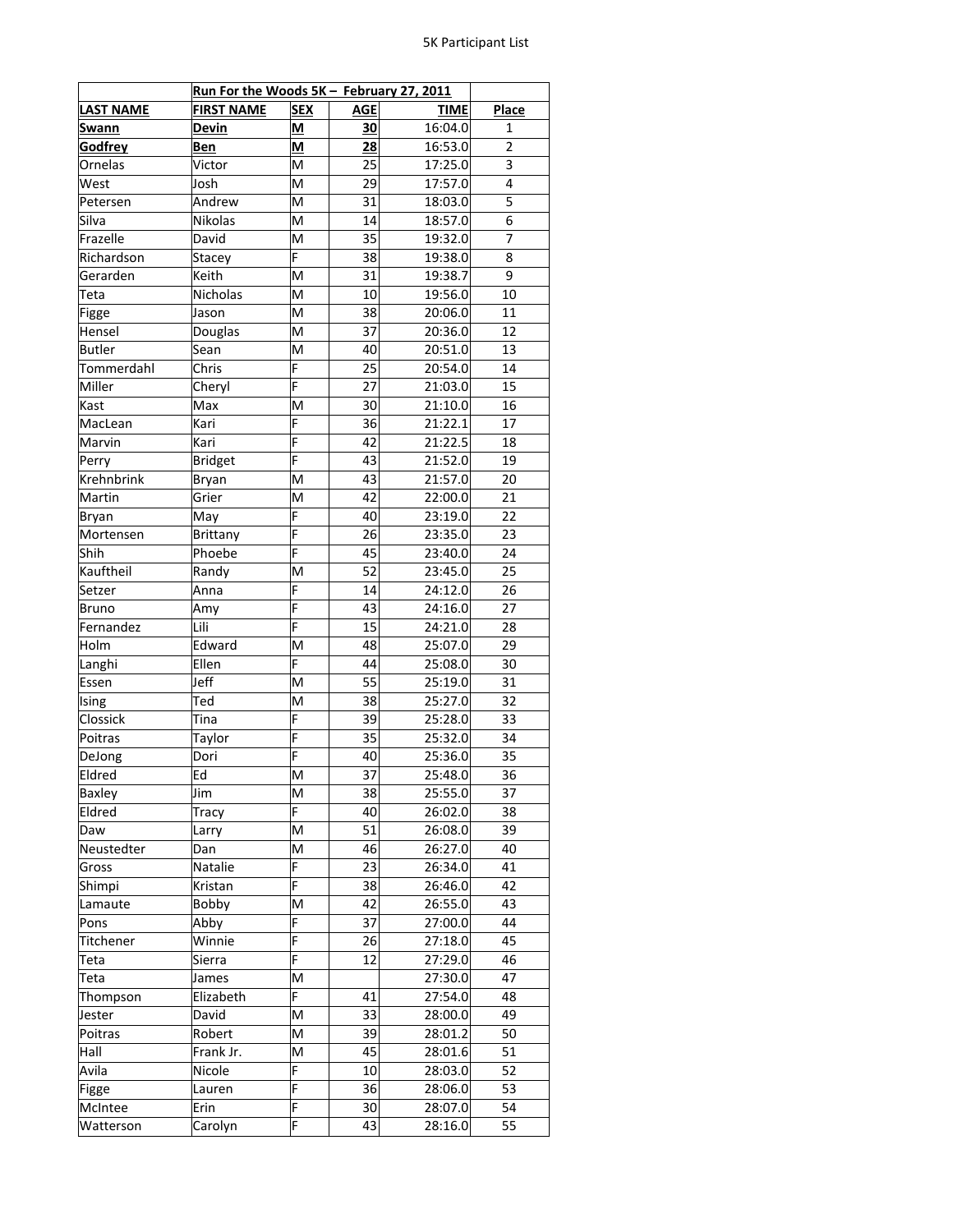| | Run For the Woods 5K – February 27, 2011 | | | | |
|---|---|---|---|---|---|
| **LAST NAME** | **FIRST NAME** | **SEX** | **AGE** | **TIME** | **Place** |
| **Swann** | **Devin** | **M** | **30** | 16:04.0 | 1 |
| **Godfrey** | **Ben** | **M** | **28** | 16:53.0 | 2 |
| Ornelas | Victor | M | 25 | 17:25.0 | 3 |
| West | Josh | M | 29 | 17:57.0 | 4 |
| Petersen | Andrew | M | 31 | 18:03.0 | 5 |
| Silva | Nikolas | M | 14 | 18:57.0 | 6 |
| Frazelle | David | M | 35 | 19:32.0 | 7 |
| Richardson | Stacey | F | 38 | 19:38.0 | 8 |
| Gerarden | Keith | M | 31 | 19:38.7 | 9 |
| Teta | Nicholas | M | 10 | 19:56.0 | 10 |
| Figge | Jason | M | 38 | 20:06.0 | 11 |
| Hensel | Douglas | M | 37 | 20:36.0 | 12 |
| Butler | Sean | M | 40 | 20:51.0 | 13 |
| Tommerdahl | Chris | F | 25 | 20:54.0 | 14 |
| Miller | Cheryl | F | 27 | 21:03.0 | 15 |
| Kast | Max | M | 30 | 21:10.0 | 16 |
| MacLean | Kari | F | 36 | 21:22.1 | 17 |
| Marvin | Kari | F | 42 | 21:22.5 | 18 |
| Perry | Bridget | F | 43 | 21:52.0 | 19 |
| Krehnbrink | Bryan | M | 43 | 21:57.0 | 20 |
| Martin | Grier | M | 42 | 22:00.0 | 21 |
| Bryan | May | F | 40 | 23:19.0 | 22 |
| Mortensen | Brittany | F | 26 | 23:35.0 | 23 |
| Shih | Phoebe | F | 45 | 23:40.0 | 24 |
| Kauftheil | Randy | M | 52 | 23:45.0 | 25 |
| Setzer | Anna | F | 14 | 24:12.0 | 26 |
| Bruno | Amy | F | 43 | 24:16.0 | 27 |
| Fernandez | Lili | F | 15 | 24:21.0 | 28 |
| Holm | Edward | M | 48 | 25:07.0 | 29 |
| Langhi | Ellen | F | 44 | 25:08.0 | 30 |
| Essen | Jeff | M | 55 | 25:19.0 | 31 |
| Ising | Ted | M | 38 | 25:27.0 | 32 |
| Clossick | Tina | F | 39 | 25:28.0 | 33 |
| Poitras | Taylor | F | 35 | 25:32.0 | 34 |
| DeJong | Dori | F | 40 | 25:36.0 | 35 |
| Eldred | Ed | M | 37 | 25:48.0 | 36 |
| Baxley | Jim | M | 38 | 25:55.0 | 37 |
| Eldred | Tracy | F | 40 | 26:02.0 | 38 |
| Daw | Larry | M | 51 | 26:08.0 | 39 |
| Neustedter | Dan | M | 46 | 26:27.0 | 40 |
| Gross | Natalie | F | 23 | 26:34.0 | 41 |
| Shimpi | Kristan | F | 38 | 26:46.0 | 42 |
| Lamaute | Bobby | M | 42 | 26:55.0 | 43 |
| Pons | Abby | F | 37 | 27:00.0 | 44 |
| Titchener | Winnie | F | 26 | 27:18.0 | 45 |
| Teta | Sierra | F | 12 | 27:29.0 | 46 |
| Teta | James | M | | 27:30.0 | 47 |
| Thompson | Elizabeth | F | 41 | 27:54.0 | 48 |
| Jester | David | M | 33 | 28:00.0 | 49 |
| Poitras | Robert | M | 39 | 28:01.2 | 50 |
| Hall | Frank Jr. | M | 45 | 28:01.6 | 51 |
| Avila | Nicole | F | 10 | 28:03.0 | 52 |
| Figge | Lauren | F | 36 | 28:06.0 | 53 |
| McIntee | Erin | F | 30 | 28:07.0 | 54 |
| Watterson | Carolyn | F | 43 | 28:16.0 | 55 |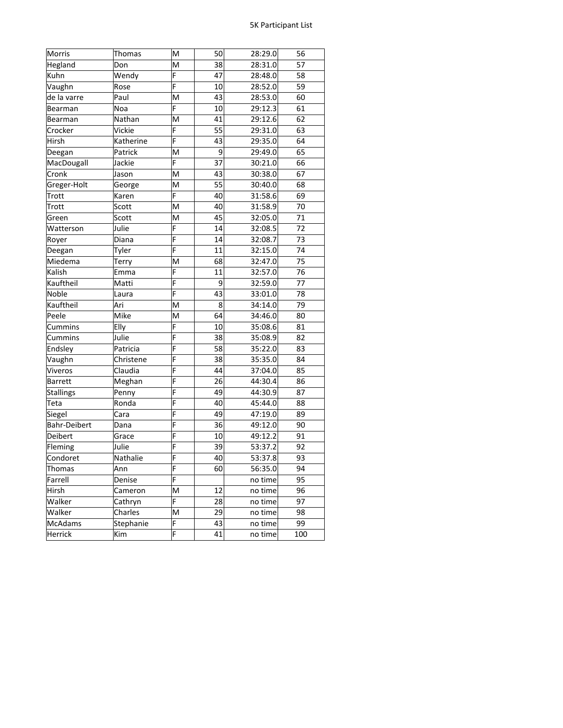# 5K Participant List

| | | | | | |
|---|---|---|---|---|---|
| Morris | Thomas | M | 50 | 28:29.0 | 56 |
| Hegland | Don | M | 38 | 28:31.0 | 57 |
| Kuhn | Wendy | F | 47 | 28:48.0 | 58 |
| Vaughn | Rose | F | 10 | 28:52.0 | 59 |
| de la varre | Paul | M | 43 | 28:53.0 | 60 |
| Bearman | Noa | F | 10 | 29:12.3 | 61 |
| Bearman | Nathan | M | 41 | 29:12.6 | 62 |
| Crocker | Vickie | F | 55 | 29:31.0 | 63 |
| Hirsh | Katherine | F | 43 | 29:35.0 | 64 |
| Deegan | Patrick | M | 9 | 29:49.0 | 65 |
| MacDougall | Jackie | F | 37 | 30:21.0 | 66 |
| Cronk | Jason | M | 43 | 30:38.0 | 67 |
| Greger-Holt | George | M | 55 | 30:40.0 | 68 |
| Trott | Karen | F | 40 | 31:58.6 | 69 |
| Trott | Scott | M | 40 | 31:58.9 | 70 |
| Green | Scott | M | 45 | 32:05.0 | 71 |
| Watterson | Julie | F | 14 | 32:08.5 | 72 |
| Royer | Diana | F | 14 | 32:08.7 | 73 |
| Deegan | Tyler | F | 11 | 32:15.0 | 74 |
| Miedema | Terry | M | 68 | 32:47.0 | 75 |
| Kalish | Emma | F | 11 | 32:57.0 | 76 |
| Kauftheil | Matti | F | 9 | 32:59.0 | 77 |
| Noble | Laura | F | 43 | 33:01.0 | 78 |
| Kauftheil | Ari | M | 8 | 34:14.0 | 79 |
| Peele | Mike | M | 64 | 34:46.0 | 80 |
| Cummins | Elly | F | 10 | 35:08.6 | 81 |
| Cummins | Julie | F | 38 | 35:08.9 | 82 |
| Endsley | Patricia | F | 58 | 35:22.0 | 83 |
| Vaughn | Christene | F | 38 | 35:35.0 | 84 |
| Viveros | Claudia | F | 44 | 37:04.0 | 85 |
| Barrett | Meghan | F | 26 | 44:30.4 | 86 |
| Stallings | Penny | F | 49 | 44:30.9 | 87 |
| Teta | Ronda | F | 40 | 45:44.0 | 88 |
| Siegel | Cara | F | 49 | 47:19.0 | 89 |
| Bahr-Deibert | Dana | F | 36 | 49:12.0 | 90 |
| Deibert | Grace | F | 10 | 49:12.2 | 91 |
| Fleming | Julie | F | 39 | 53:37.2 | 92 |
| Condoret | Nathalie | F | 40 | 53:37.8 | 93 |
| Thomas | Ann | F | 60 | 56:35.0 | 94 |
| Farrell | Denise | F | | no time | 95 |
| Hirsh | Cameron | M | 12 | no time | 96 |
| Walker | Cathryn | F | 28 | no time | 97 |
| Walker | Charles | M | 29 | no time | 98 |
| McAdams | Stephanie | F | 43 | no time | 99 |
| Herrick | Kim | F | 41 | no time | 100 |